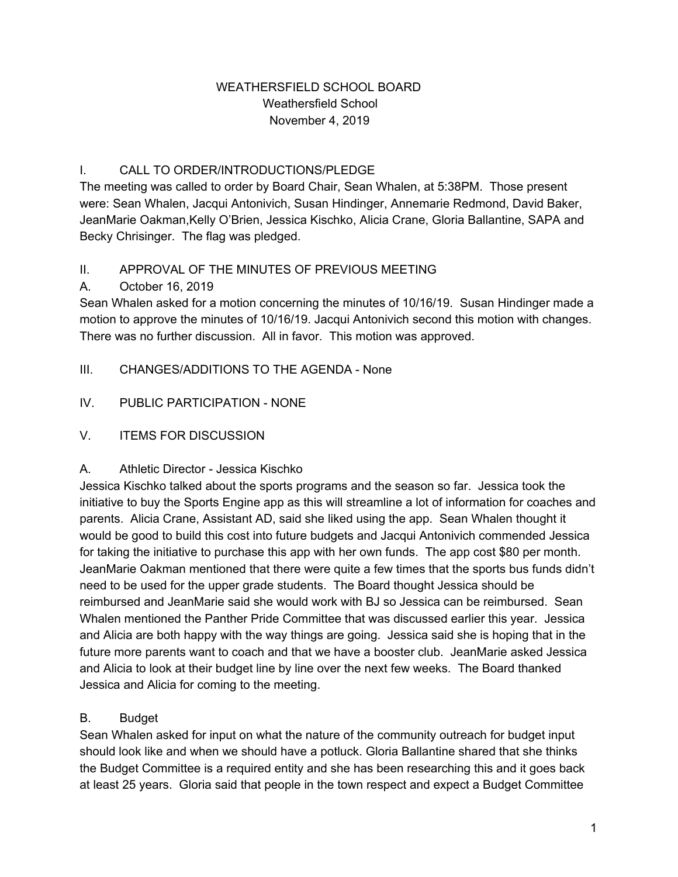# WEATHERSFIELD SCHOOL BOARD

Weathersfield School
November 4, 2019

## I. CALL TO ORDER/INTRODUCTIONS/PLEDGE

The meeting was called to order by Board Chair, Sean Whalen, at 5:38PM. Those present were: Sean Whalen, Jacqui Antonivich, Susan Hindinger, Annemarie Redmond, David Baker, JeanMarie Oakman,Kelly O'Brien, Jessica Kischko, Alicia Crane, Gloria Ballantine, SAPA and Becky Chrisinger. The flag was pledged.

## II. APPROVAL OF THE MINUTES OF PREVIOUS MEETING

### A. October 16, 2019

Sean Whalen asked for a motion concerning the minutes of 10/16/19. Susan Hindinger made a motion to approve the minutes of 10/16/19. Jacqui Antonivich second this motion with changes. There was no further discussion. All in favor. This motion was approved.

## III. CHANGES/ADDITIONS TO THE AGENDA - None

## IV. PUBLIC PARTICIPATION - NONE

## V. ITEMS FOR DISCUSSION

### A. Athletic Director - Jessica Kischko

Jessica Kischko talked about the sports programs and the season so far. Jessica took the initiative to buy the Sports Engine app as this will streamline a lot of information for coaches and parents. Alicia Crane, Assistant AD, said she liked using the app. Sean Whalen thought it would be good to build this cost into future budgets and Jacqui Antonivich commended Jessica for taking the initiative to purchase this app with her own funds. The app cost $80 per month. JeanMarie Oakman mentioned that there were quite a few times that the sports bus funds didn't need to be used for the upper grade students. The Board thought Jessica should be reimbursed and JeanMarie said she would work with BJ so Jessica can be reimbursed. Sean Whalen mentioned the Panther Pride Committee that was discussed earlier this year. Jessica and Alicia are both happy with the way things are going. Jessica said she is hoping that in the future more parents want to coach and that we have a booster club. JeanMarie asked Jessica and Alicia to look at their budget line by line over the next few weeks. The Board thanked Jessica and Alicia for coming to the meeting.

### B. Budget

Sean Whalen asked for input on what the nature of the community outreach for budget input should look like and when we should have a potluck. Gloria Ballantine shared that she thinks the Budget Committee is a required entity and she has been researching this and it goes back at least 25 years. Gloria said that people in the town respect and expect a Budget Committee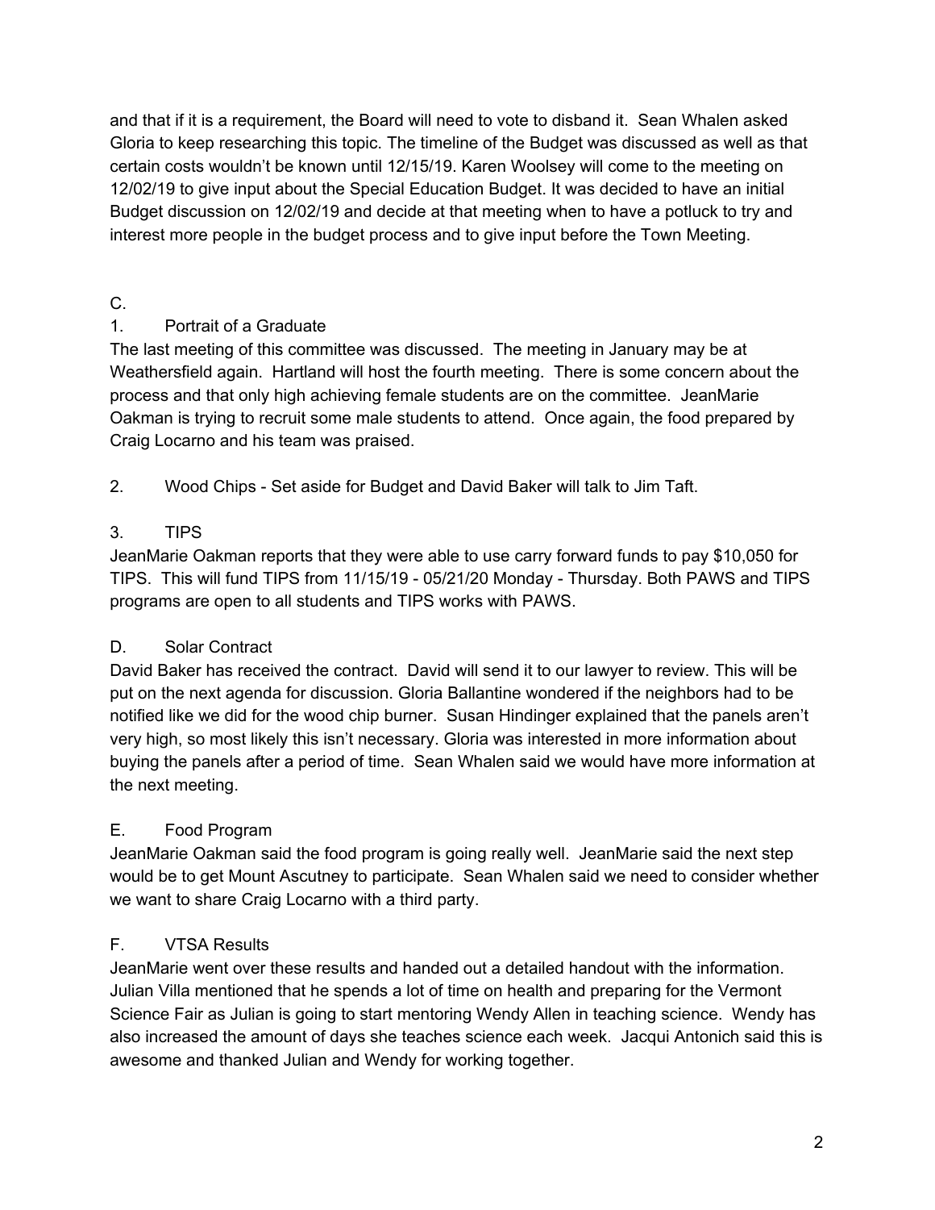and that if it is a requirement, the Board will need to vote to disband it. Sean Whalen asked Gloria to keep researching this topic. The timeline of the Budget was discussed as well as that certain costs wouldn't be known until 12/15/19. Karen Woolsey will come to the meeting on 12/02/19 to give input about the Special Education Budget. It was decided to have an initial Budget discussion on 12/02/19 and decide at that meeting when to have a potluck to try and interest more people in the budget process and to give input before the Town Meeting.

C.

1. Portrait of a Graduate

The last meeting of this committee was discussed. The meeting in January may be at Weathersfield again. Hartland will host the fourth meeting. There is some concern about the process and that only high achieving female students are on the committee. JeanMarie Oakman is trying to recruit some male students to attend. Once again, the food prepared by Craig Locarno and his team was praised.

2. Wood Chips - Set aside for Budget and David Baker will talk to Jim Taft.

3. TIPS

JeanMarie Oakman reports that they were able to use carry forward funds to pay $10,050 for TIPS. This will fund TIPS from 11/15/19 - 05/21/20 Monday - Thursday. Both PAWS and TIPS programs are open to all students and TIPS works with PAWS.

D. Solar Contract

David Baker has received the contract. David will send it to our lawyer to review. This will be put on the next agenda for discussion. Gloria Ballantine wondered if the neighbors had to be notified like we did for the wood chip burner. Susan Hindinger explained that the panels aren't very high, so most likely this isn't necessary. Gloria was interested in more information about buying the panels after a period of time. Sean Whalen said we would have more information at the next meeting.

E. Food Program

JeanMarie Oakman said the food program is going really well. JeanMarie said the next step would be to get Mount Ascutney to participate. Sean Whalen said we need to consider whether we want to share Craig Locarno with a third party.

F. VTSA Results

JeanMarie went over these results and handed out a detailed handout with the information. Julian Villa mentioned that he spends a lot of time on health and preparing for the Vermont Science Fair as Julian is going to start mentoring Wendy Allen in teaching science. Wendy has also increased the amount of days she teaches science each week. Jacqui Antonich said this is awesome and thanked Julian and Wendy for working together.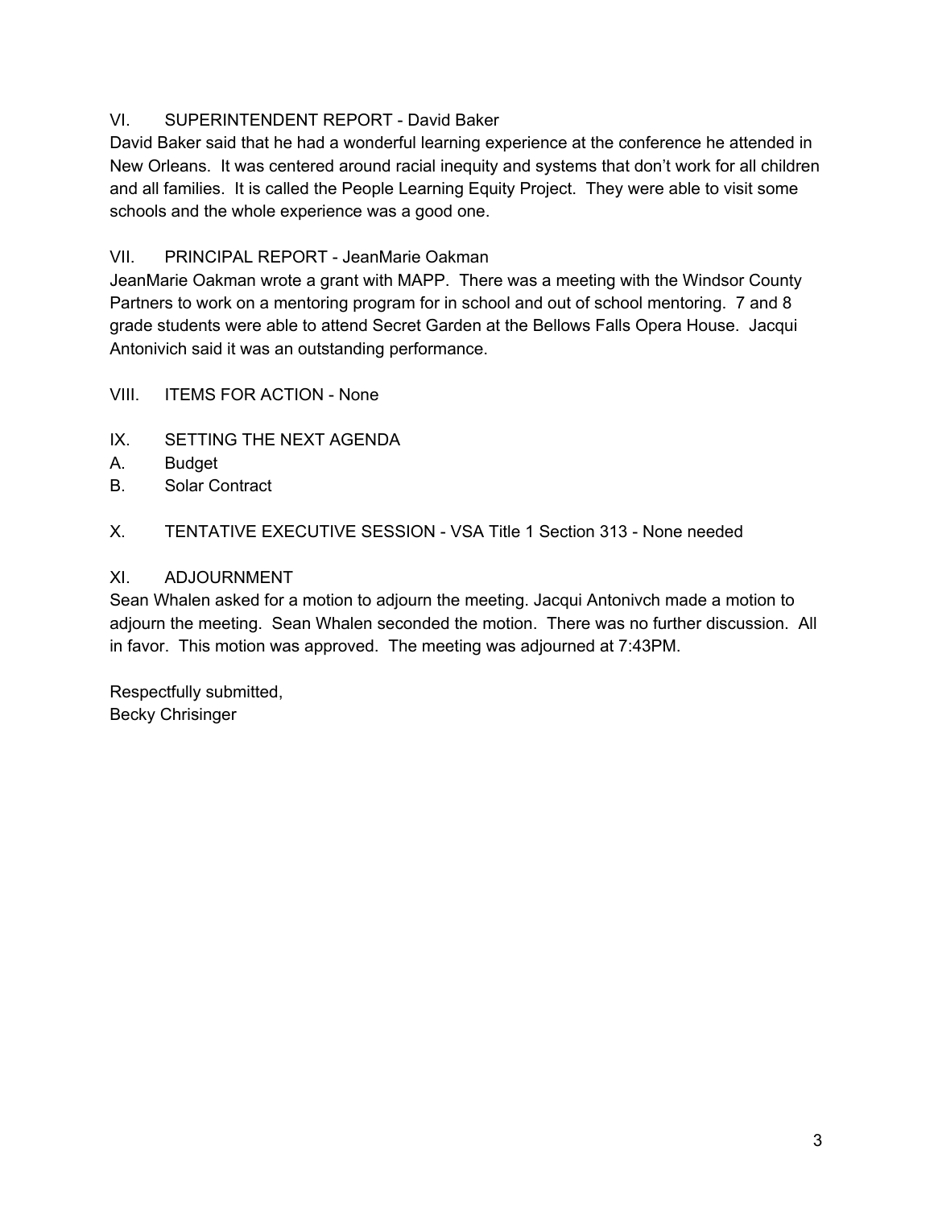VI. SUPERINTENDENT REPORT - David Baker

David Baker said that he had a wonderful learning experience at the conference he attended in New Orleans. It was centered around racial inequity and systems that don't work for all children and all families. It is called the People Learning Equity Project. They were able to visit some schools and the whole experience was a good one.

VII. PRINCIPAL REPORT - JeanMarie Oakman

JeanMarie Oakman wrote a grant with MAPP. There was a meeting with the Windsor County Partners to work on a mentoring program for in school and out of school mentoring. 7 and 8 grade students were able to attend Secret Garden at the Bellows Falls Opera House. Jacqui Antonivich said it was an outstanding performance.

VIII. ITEMS FOR ACTION - None

IX. SETTING THE NEXT AGENDA

A. Budget

B. Solar Contract

X. TENTATIVE EXECUTIVE SESSION - VSA Title 1 Section 313 - None needed

XI. ADJOURNMENT

Sean Whalen asked for a motion to adjourn the meeting. Jacqui Antonivch made a motion to adjourn the meeting. Sean Whalen seconded the motion. There was no further discussion. All in favor. This motion was approved. The meeting was adjourned at 7:43PM.

Respectfully submitted,
Becky Chrisinger